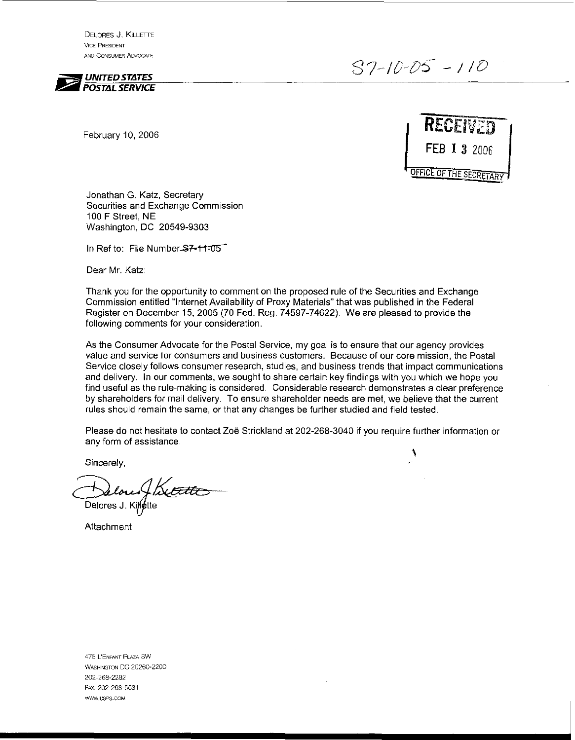DELORES J. KILLETTE
VICE PRESIDENT
AND CONSUMER ADVOCATE

S7-10-05 - 110

UNITED STATES POSTAL SERVICE

February 10, 2006

RECEIVED
FEB 13 2006
OFFICE OF THE SECRETARY

Jonathan G. Katz, Secretary
Securities and Exchange Commission
100 F Street, NE
Washington, DC 20549-9303

In Ref to: File Number ~~S7-11-05~~

Dear Mr. Katz:

Thank you for the opportunity to comment on the proposed rule of the Securities and Exchange Commission entitled "Internet Availability of Proxy Materials" that was published in the Federal Register on December 15, 2005 (70 Fed. Reg. 74597-74622). We are pleased to provide the following comments for your consideration.

As the Consumer Advocate for the Postal Service, my goal is to ensure that our agency provides value and service for consumers and business customers. Because of our core mission, the Postal Service closely follows consumer research, studies, and business trends that impact communications and delivery. In our comments, we sought to share certain key findings with you which we hope you find useful as the rule-making is considered. Considerable research demonstrates a clear preference by shareholders for mail delivery. To ensure shareholder needs are met, we believe that the current rules should remain the same, or that any changes be further studied and field tested.

Please do not hesitate to contact Zoë Strickland at 202-268-3040 if you require further information or any form of assistance.

Sincerely,

Delores J. Killette

Attachment

475 L'ENFANT PLAZA SW
WASHINGTON DC 20260-2200
202-268-2282
FAX: 202-268-5531
WWW.USPS.COM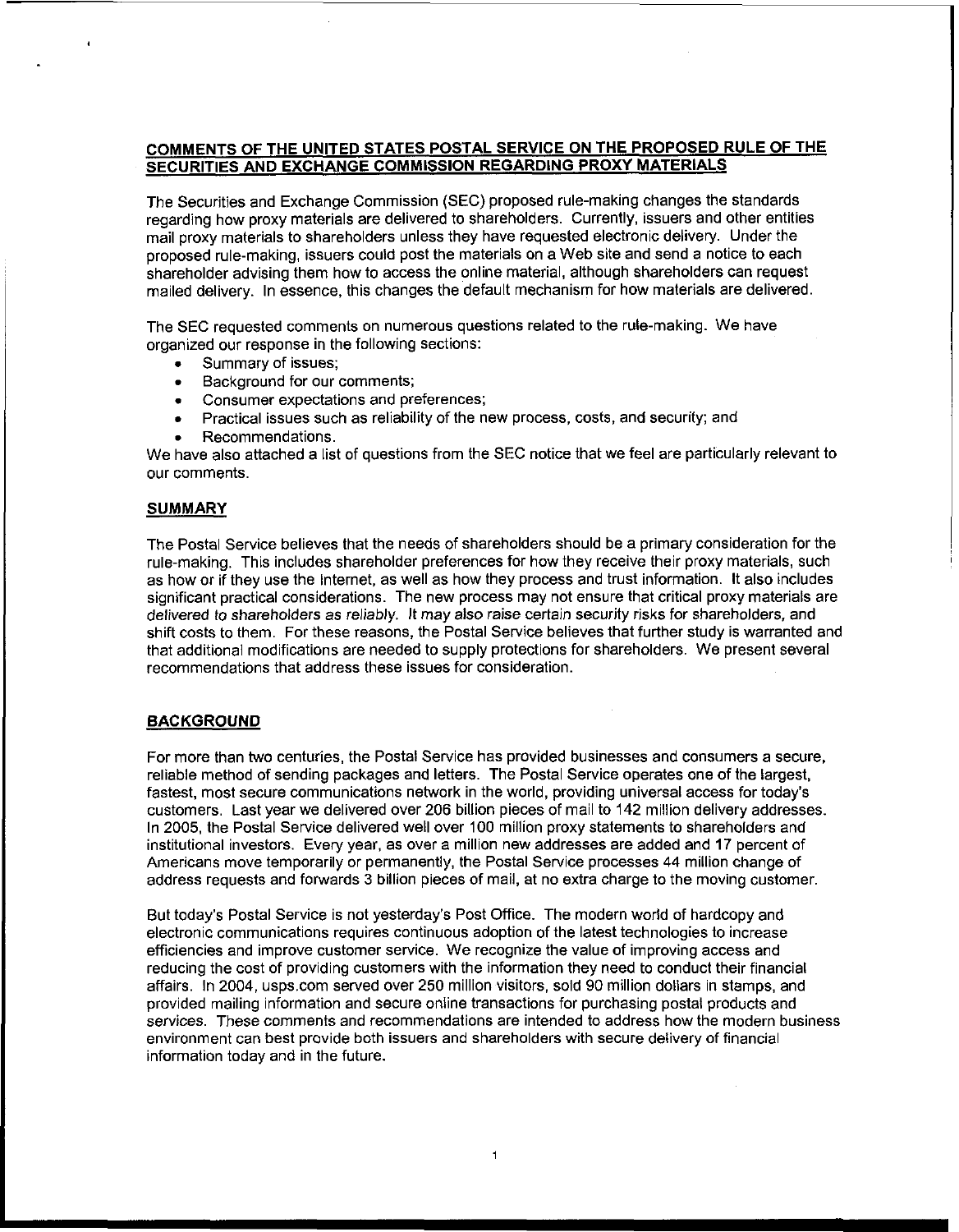## COMMENTS OF THE UNITED STATES POSTAL SERVICE ON THE PROPOSED RULE OF THE SECURITIES AND EXCHANGE COMMISSION REGARDING PROXY MATERIALS

The Securities and Exchange Commission (SEC) proposed rule-making changes the standards regarding how proxy materials are delivered to shareholders. Currently, issuers and other entities mail proxy materials to shareholders unless they have requested electronic delivery. Under the proposed rule-making, issuers could post the materials on a Web site and send a notice to each shareholder advising them how to access the online material, although shareholders can request mailed delivery. In essence, this changes the default mechanism for how materials are delivered.

The SEC requested comments on numerous questions related to the rule-making. We have organized our response in the following sections:

- Summary of issues;
- Background for our comments;
- Consumer expectations and preferences;
- Practical issues such as reliability of the new process, costs, and security; and
- Recommendations.

We have also attached a list of questions from the SEC notice that we feel are particularly relevant to our comments.

### SUMMARY

The Postal Service believes that the needs of shareholders should be a primary consideration for the rule-making. This includes shareholder preferences for how they receive their proxy materials, such as how or if they use the Internet, as well as how they process and trust information. It also includes significant practical considerations. The new process may not ensure that critical proxy materials are delivered to shareholders as reliably. It may also raise certain security risks for shareholders, and shift costs to them. For these reasons, the Postal Service believes that further study is warranted and that additional modifications are needed to supply protections for shareholders. We present several recommendations that address these issues for consideration.

### BACKGROUND

For more than two centuries, the Postal Service has provided businesses and consumers a secure, reliable method of sending packages and letters. The Postal Service operates one of the largest, fastest, most secure communications network in the world, providing universal access for today's customers. Last year we delivered over 206 billion pieces of mail to 142 million delivery addresses. In 2005, the Postal Service delivered well over 100 million proxy statements to shareholders and institutional investors. Every year, as over a million new addresses are added and 17 percent of Americans move temporarily or permanently, the Postal Service processes 44 million change of address requests and forwards 3 billion pieces of mail, at no extra charge to the moving customer.

But today's Postal Service is not yesterday's Post Office. The modern world of hardcopy and electronic communications requires continuous adoption of the latest technologies to increase efficiencies and improve customer service. We recognize the value of improving access and reducing the cost of providing customers with the information they need to conduct their financial affairs. In 2004, usps.com served over 250 million visitors, sold 90 million dollars in stamps, and provided mailing information and secure online transactions for purchasing postal products and services. These comments and recommendations are intended to address how the modern business environment can best provide both issuers and shareholders with secure delivery of financial information today and in the future.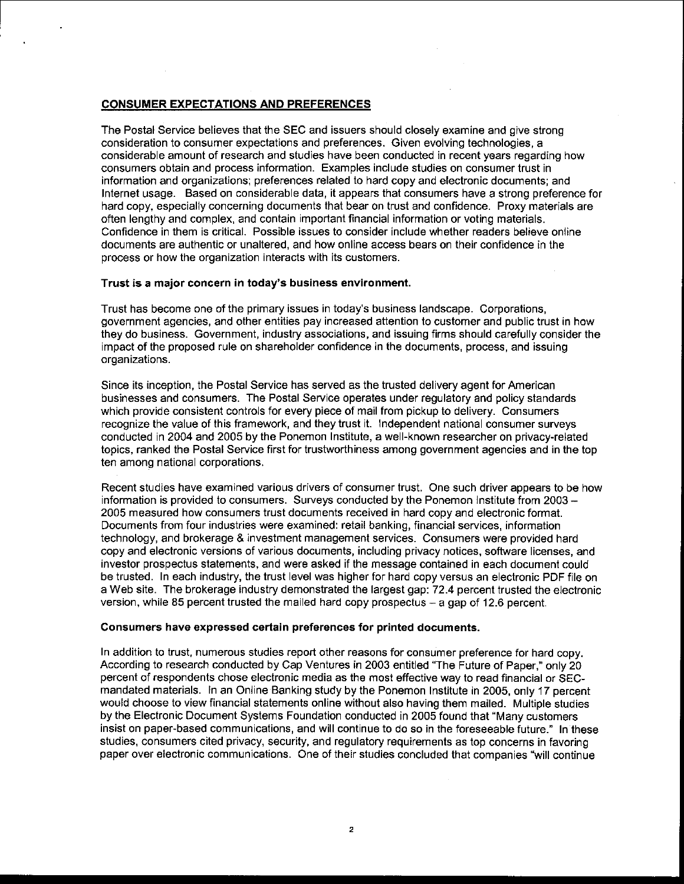## CONSUMER EXPECTATIONS AND PREFERENCES

The Postal Service believes that the SEC and issuers should closely examine and give strong consideration to consumer expectations and preferences. Given evolving technologies, a considerable amount of research and studies have been conducted in recent years regarding how consumers obtain and process information. Examples include studies on consumer trust in information and organizations; preferences related to hard copy and electronic documents; and Internet usage. Based on considerable data, it appears that consumers have a strong preference for hard copy, especially concerning documents that bear on trust and confidence. Proxy materials are often lengthy and complex, and contain important financial information or voting materials. Confidence in them is critical. Possible issues to consider include whether readers believe online documents are authentic or unaltered, and how online access bears on their confidence in the process or how the organization interacts with its customers.

**Trust is a major concern in today's business environment.**

Trust has become one of the primary issues in today's business landscape. Corporations, government agencies, and other entities pay increased attention to customer and public trust in how they do business. Government, industry associations, and issuing firms should carefully consider the impact of the proposed rule on shareholder confidence in the documents, process, and issuing organizations.

Since its inception, the Postal Service has served as the trusted delivery agent for American businesses and consumers. The Postal Service operates under regulatory and policy standards which provide consistent controls for every piece of mail from pickup to delivery. Consumers recognize the value of this framework, and they trust it. Independent national consumer surveys conducted in 2004 and 2005 by the Ponemon Institute, a well-known researcher on privacy-related topics, ranked the Postal Service first for trustworthiness among government agencies and in the top ten among national corporations.

Recent studies have examined various drivers of consumer trust. One such driver appears to be how information is provided to consumers. Surveys conducted by the Ponemon Institute from 2003 – 2005 measured how consumers trust documents received in hard copy and electronic format. Documents from four industries were examined: retail banking, financial services, information technology, and brokerage & investment management services. Consumers were provided hard copy and electronic versions of various documents, including privacy notices, software licenses, and investor prospectus statements, and were asked if the message contained in each document could be trusted. In each industry, the trust level was higher for hard copy versus an electronic PDF file on a Web site. The brokerage industry demonstrated the largest gap: 72.4 percent trusted the electronic version, while 85 percent trusted the mailed hard copy prospectus – a gap of 12.6 percent.

**Consumers have expressed certain preferences for printed documents.**

In addition to trust, numerous studies report other reasons for consumer preference for hard copy. According to research conducted by Cap Ventures in 2003 entitled "The Future of Paper," only 20 percent of respondents chose electronic media as the most effective way to read financial or SEC-mandated materials. In an Online Banking study by the Ponemon Institute in 2005, only 17 percent would choose to view financial statements online without also having them mailed. Multiple studies by the Electronic Document Systems Foundation conducted in 2005 found that "Many customers insist on paper-based communications, and will continue to do so in the foreseeable future." In these studies, consumers cited privacy, security, and regulatory requirements as top concerns in favoring paper over electronic communications. One of their studies concluded that companies "will continue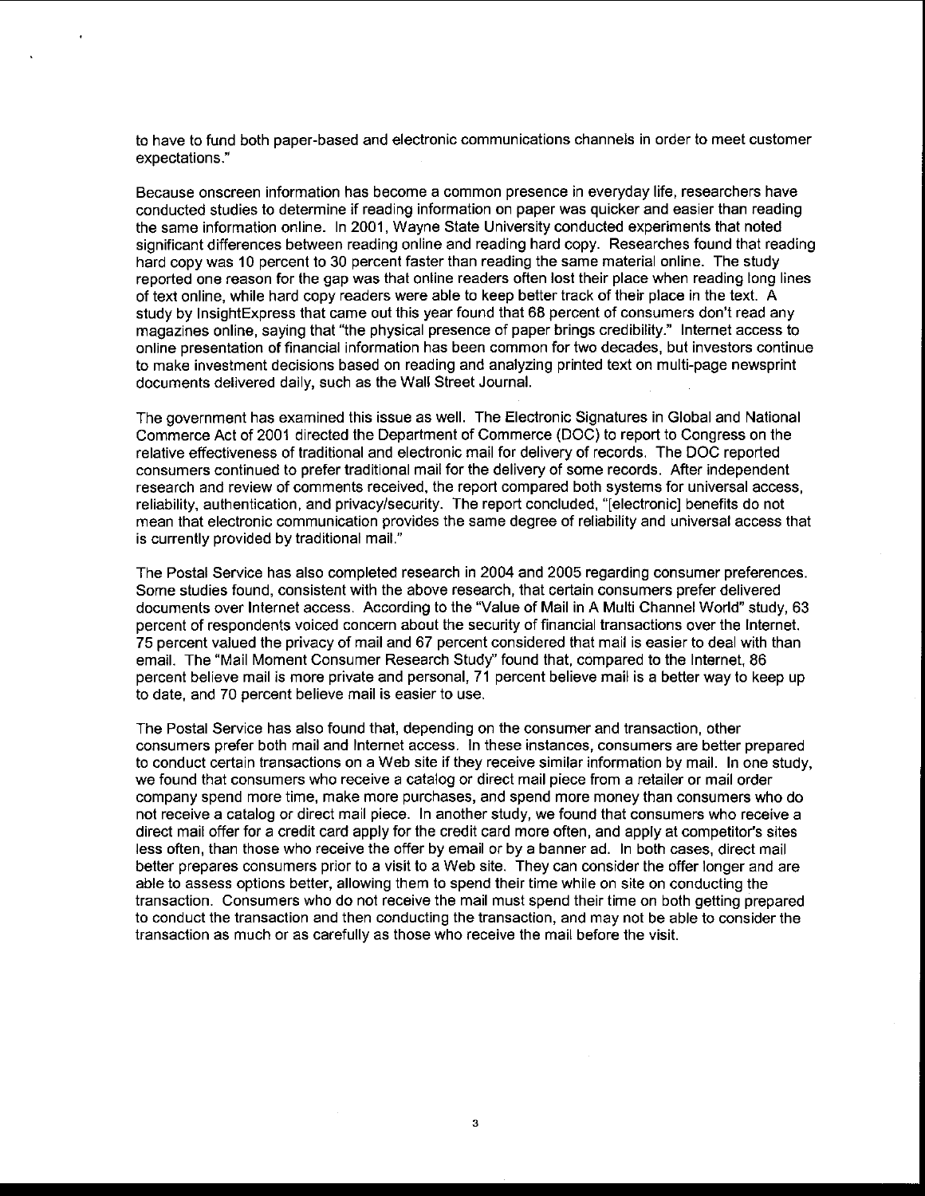to have to fund both paper-based and electronic communications channels in order to meet customer expectations."

Because onscreen information has become a common presence in everyday life, researchers have conducted studies to determine if reading information on paper was quicker and easier than reading the same information online. In 2001, Wayne State University conducted experiments that noted significant differences between reading online and reading hard copy. Researches found that reading hard copy was 10 percent to 30 percent faster than reading the same material online. The study reported one reason for the gap was that online readers often lost their place when reading long lines of text online, while hard copy readers were able to keep better track of their place in the text. A study by InsightExpress that came out this year found that 68 percent of consumers don't read any magazines online, saying that "the physical presence of paper brings credibility." Internet access to online presentation of financial information has been common for two decades, but investors continue to make investment decisions based on reading and analyzing printed text on multi-page newsprint documents delivered daily, such as the Wall Street Journal.

The government has examined this issue as well. The Electronic Signatures in Global and National Commerce Act of 2001 directed the Department of Commerce (DOC) to report to Congress on the relative effectiveness of traditional and electronic mail for delivery of records. The DOC reported consumers continued to prefer traditional mail for the delivery of some records. After independent research and review of comments received, the report compared both systems for universal access, reliability, authentication, and privacy/security. The report concluded, "[electronic] benefits do not mean that electronic communication provides the same degree of reliability and universal access that is currently provided by traditional mail."

The Postal Service has also completed research in 2004 and 2005 regarding consumer preferences. Some studies found, consistent with the above research, that certain consumers prefer delivered documents over Internet access. According to the "Value of Mail in A Multi Channel World" study, 63 percent of respondents voiced concern about the security of financial transactions over the Internet. 75 percent valued the privacy of mail and 67 percent considered that mail is easier to deal with than email. The "Mail Moment Consumer Research Study" found that, compared to the Internet, 86 percent believe mail is more private and personal, 71 percent believe mail is a better way to keep up to date, and 70 percent believe mail is easier to use.

The Postal Service has also found that, depending on the consumer and transaction, other consumers prefer both mail and Internet access. In these instances, consumers are better prepared to conduct certain transactions on a Web site if they receive similar information by mail. In one study, we found that consumers who receive a catalog or direct mail piece from a retailer or mail order company spend more time, make more purchases, and spend more money than consumers who do not receive a catalog or direct mail piece. In another study, we found that consumers who receive a direct mail offer for a credit card apply for the credit card more often, and apply at competitor's sites less often, than those who receive the offer by email or by a banner ad. In both cases, direct mail better prepares consumers prior to a visit to a Web site. They can consider the offer longer and are able to assess options better, allowing them to spend their time while on site on conducting the transaction. Consumers who do not receive the mail must spend their time on both getting prepared to conduct the transaction and then conducting the transaction, and may not be able to consider the transaction as much or as carefully as those who receive the mail before the visit.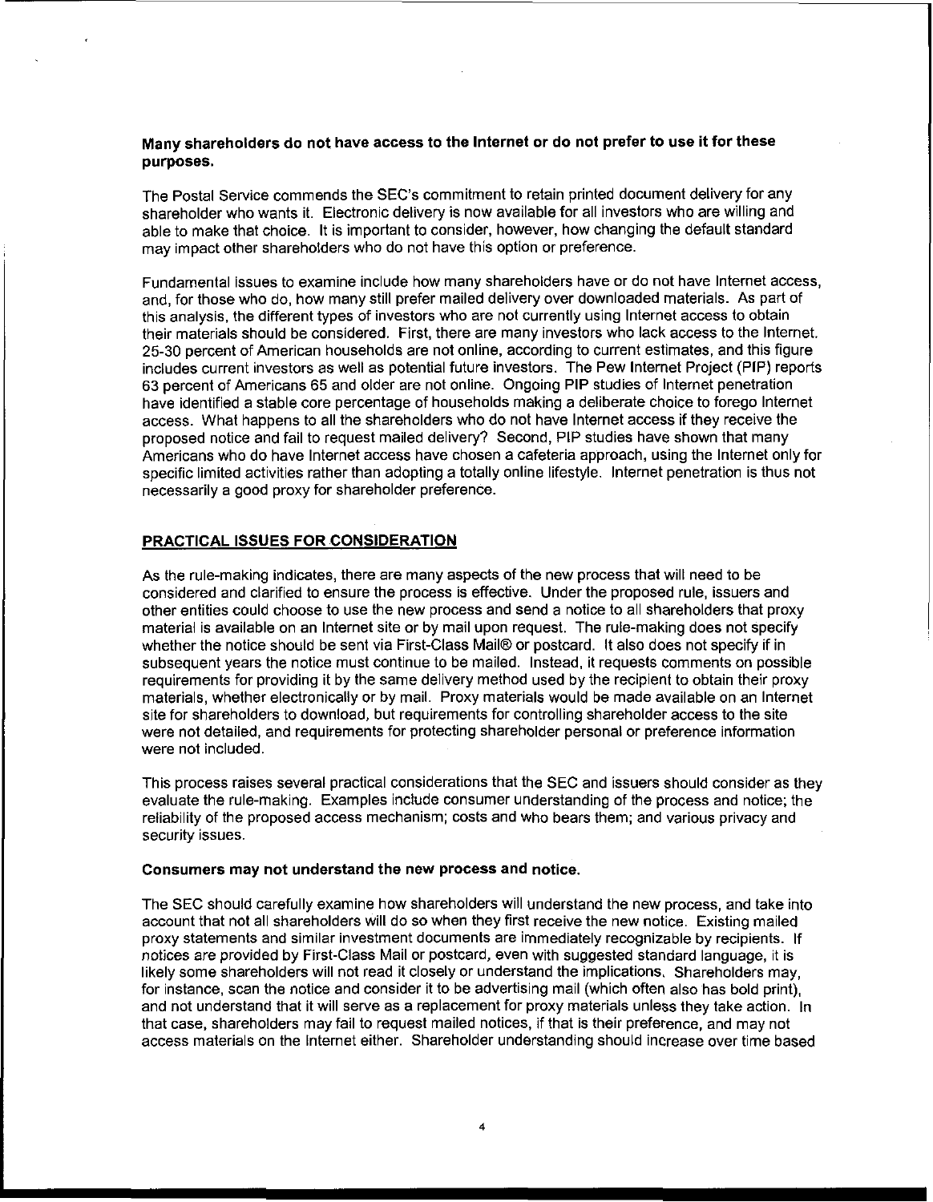**Many shareholders do not have access to the Internet or do not prefer to use it for these purposes.**

The Postal Service commends the SEC's commitment to retain printed document delivery for any shareholder who wants it. Electronic delivery is now available for all investors who are willing and able to make that choice. It is important to consider, however, how changing the default standard may impact other shareholders who do not have this option or preference.

Fundamental issues to examine include how many shareholders have or do not have Internet access, and, for those who do, how many still prefer mailed delivery over downloaded materials. As part of this analysis, the different types of investors who are not currently using Internet access to obtain their materials should be considered. First, there are many investors who lack access to the Internet. 25-30 percent of American households are not online, according to current estimates, and this figure includes current investors as well as potential future investors. The Pew Internet Project (PIP) reports 63 percent of Americans 65 and older are not online. Ongoing PIP studies of Internet penetration have identified a stable core percentage of households making a deliberate choice to forego Internet access. What happens to all the shareholders who do not have Internet access if they receive the proposed notice and fail to request mailed delivery? Second, PIP studies have shown that many Americans who do have Internet access have chosen a cafeteria approach, using the Internet only for specific limited activities rather than adopting a totally online lifestyle. Internet penetration is thus not necessarily a good proxy for shareholder preference.

## PRACTICAL ISSUES FOR CONSIDERATION

As the rule-making indicates, there are many aspects of the new process that will need to be considered and clarified to ensure the process is effective. Under the proposed rule, issuers and other entities could choose to use the new process and send a notice to all shareholders that proxy material is available on an Internet site or by mail upon request. The rule-making does not specify whether the notice should be sent via First-Class Mail® or postcard. It also does not specify if in subsequent years the notice must continue to be mailed. Instead, it requests comments on possible requirements for providing it by the same delivery method used by the recipient to obtain their proxy materials, whether electronically or by mail. Proxy materials would be made available on an Internet site for shareholders to download, but requirements for controlling shareholder access to the site were not detailed, and requirements for protecting shareholder personal or preference information were not included.

This process raises several practical considerations that the SEC and issuers should consider as they evaluate the rule-making. Examples include consumer understanding of the process and notice; the reliability of the proposed access mechanism; costs and who bears them; and various privacy and security issues.

**Consumers may not understand the new process and notice.**

The SEC should carefully examine how shareholders will understand the new process, and take into account that not all shareholders will do so when they first receive the new notice. Existing mailed proxy statements and similar investment documents are immediately recognizable by recipients. If notices are provided by First-Class Mail or postcard, even with suggested standard language, it is likely some shareholders will not read it closely or understand the implications. Shareholders may, for instance, scan the notice and consider it to be advertising mail (which often also has bold print), and not understand that it will serve as a replacement for proxy materials unless they take action. In that case, shareholders may fail to request mailed notices, if that is their preference, and may not access materials on the Internet either. Shareholder understanding should increase over time based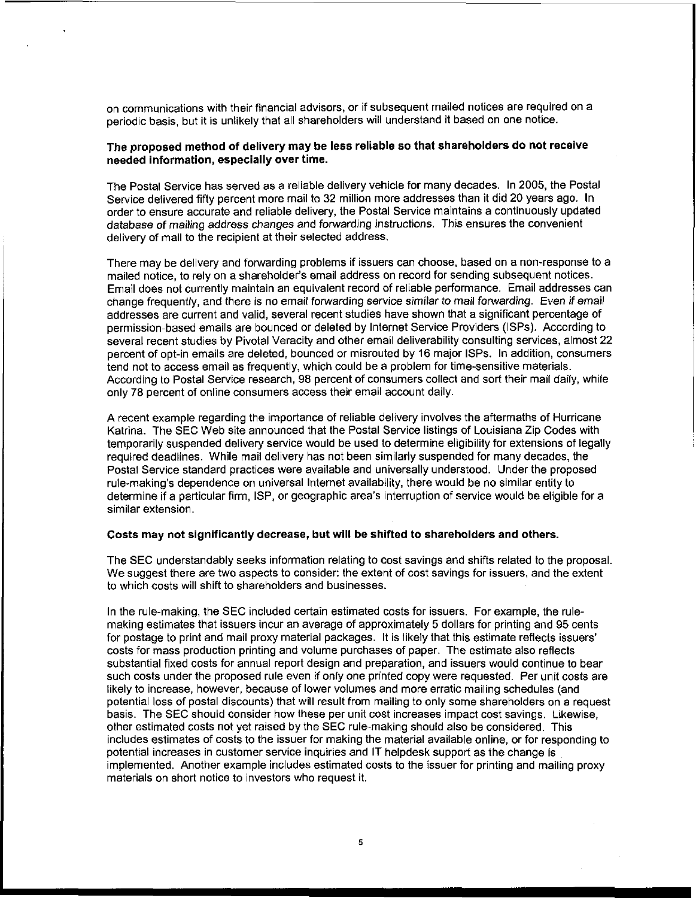on communications with their financial advisors, or if subsequent mailed notices are required on a periodic basis, but it is unlikely that all shareholders will understand it based on one notice.

**The proposed method of delivery may be less reliable so that shareholders do not receive needed information, especially over time.**

The Postal Service has served as a reliable delivery vehicle for many decades. In 2005, the Postal Service delivered fifty percent more mail to 32 million more addresses than it did 20 years ago. In order to ensure accurate and reliable delivery, the Postal Service maintains a continuously updated database of mailing address changes and forwarding instructions. This ensures the convenient delivery of mail to the recipient at their selected address.

There may be delivery and forwarding problems if issuers can choose, based on a non-response to a mailed notice, to rely on a shareholder's email address on record for sending subsequent notices. Email does not currently maintain an equivalent record of reliable performance. Email addresses can change frequently, and there is no email forwarding service similar to mail forwarding. Even if email addresses are current and valid, several recent studies have shown that a significant percentage of permission-based emails are bounced or deleted by Internet Service Providers (ISPs). According to several recent studies by Pivotal Veracity and other email deliverability consulting services, almost 22 percent of opt-in emails are deleted, bounced or misrouted by 16 major ISPs. In addition, consumers tend not to access email as frequently, which could be a problem for time-sensitive materials. According to Postal Service research, 98 percent of consumers collect and sort their mail daily, while only 78 percent of online consumers access their email account daily.

A recent example regarding the importance of reliable delivery involves the aftermaths of Hurricane Katrina. The SEC Web site announced that the Postal Service listings of Louisiana Zip Codes with temporarily suspended delivery service would be used to determine eligibility for extensions of legally required deadlines. While mail delivery has not been similarly suspended for many decades, the Postal Service standard practices were available and universally understood. Under the proposed rule-making's dependence on universal Internet availability, there would be no similar entity to determine if a particular firm, ISP, or geographic area's interruption of service would be eligible for a similar extension.

**Costs may not significantly decrease, but will be shifted to shareholders and others.**

The SEC understandably seeks information relating to cost savings and shifts related to the proposal. We suggest there are two aspects to consider: the extent of cost savings for issuers, and the extent to which costs will shift to shareholders and businesses.

In the rule-making, the SEC included certain estimated costs for issuers. For example, the rule-making estimates that issuers incur an average of approximately 5 dollars for printing and 95 cents for postage to print and mail proxy material packages. It is likely that this estimate reflects issuers' costs for mass production printing and volume purchases of paper. The estimate also reflects substantial fixed costs for annual report design and preparation, and issuers would continue to bear such costs under the proposed rule even if only one printed copy were requested. Per unit costs are likely to increase, however, because of lower volumes and more erratic mailing schedules (and potential loss of postal discounts) that will result from mailing to only some shareholders on a request basis. The SEC should consider how these per unit cost increases impact cost savings. Likewise, other estimated costs not yet raised by the SEC rule-making should also be considered. This includes estimates of costs to the issuer for making the material available online, or for responding to potential increases in customer service inquiries and IT helpdesk support as the change is implemented. Another example includes estimated costs to the issuer for printing and mailing proxy materials on short notice to investors who request it.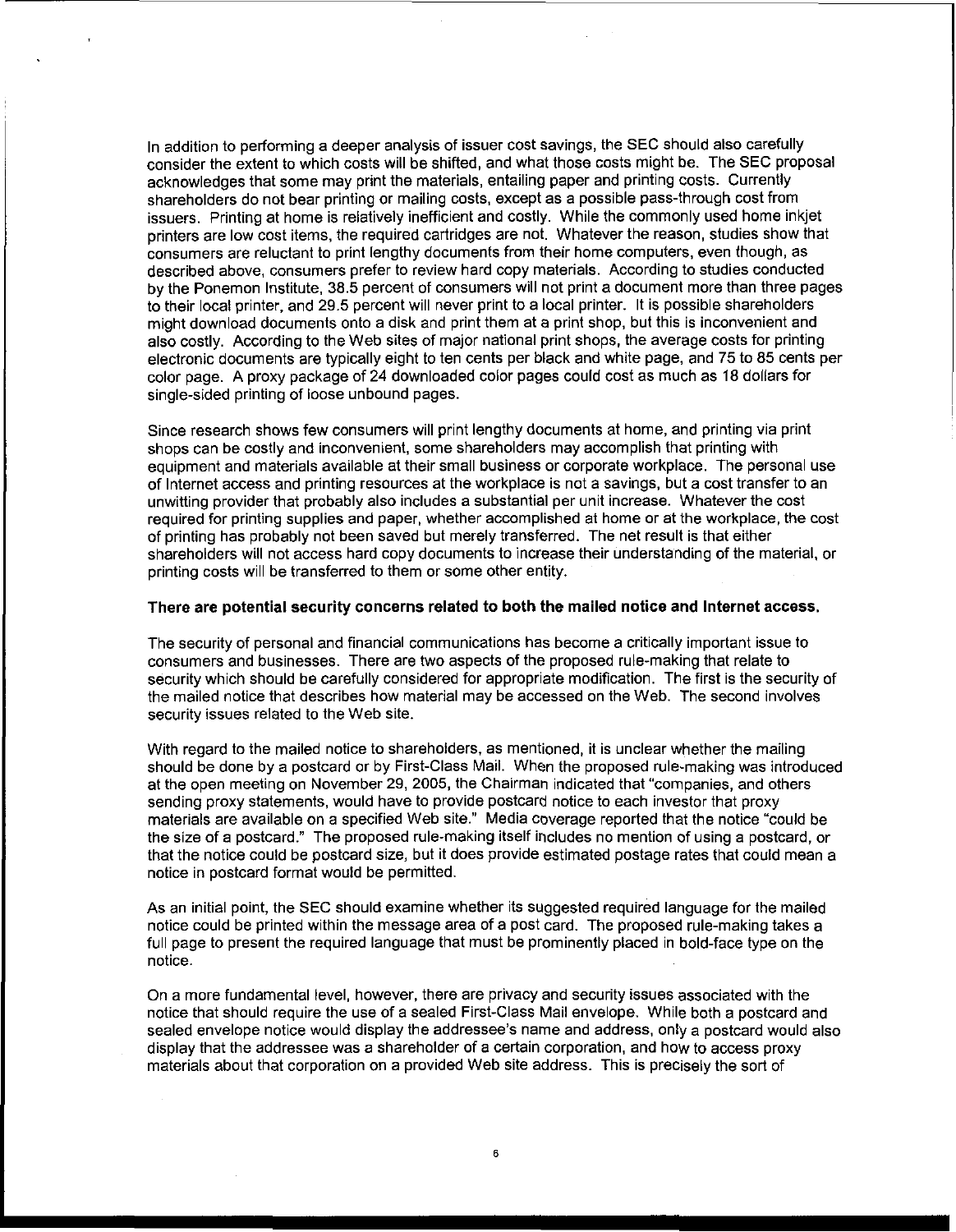In addition to performing a deeper analysis of issuer cost savings, the SEC should also carefully consider the extent to which costs will be shifted, and what those costs might be. The SEC proposal acknowledges that some may print the materials, entailing paper and printing costs. Currently shareholders do not bear printing or mailing costs, except as a possible pass-through cost from issuers. Printing at home is relatively inefficient and costly. While the commonly used home inkjet printers are low cost items, the required cartridges are not. Whatever the reason, studies show that consumers are reluctant to print lengthy documents from their home computers, even though, as described above, consumers prefer to review hard copy materials. According to studies conducted by the Ponemon Institute, 38.5 percent of consumers will not print a document more than three pages to their local printer, and 29.5 percent will never print to a local printer. It is possible shareholders might download documents onto a disk and print them at a print shop, but this is inconvenient and also costly. According to the Web sites of major national print shops, the average costs for printing electronic documents are typically eight to ten cents per black and white page, and 75 to 85 cents per color page. A proxy package of 24 downloaded color pages could cost as much as 18 dollars for single-sided printing of loose unbound pages.

Since research shows few consumers will print lengthy documents at home, and printing via print shops can be costly and inconvenient, some shareholders may accomplish that printing with equipment and materials available at their small business or corporate workplace. The personal use of Internet access and printing resources at the workplace is not a savings, but a cost transfer to an unwitting provider that probably also includes a substantial per unit increase. Whatever the cost required for printing supplies and paper, whether accomplished at home or at the workplace, the cost of printing has probably not been saved but merely transferred. The net result is that either shareholders will not access hard copy documents to increase their understanding of the material, or printing costs will be transferred to them or some other entity.

**There are potential security concerns related to both the mailed notice and Internet access.**

The security of personal and financial communications has become a critically important issue to consumers and businesses. There are two aspects of the proposed rule-making that relate to security which should be carefully considered for appropriate modification. The first is the security of the mailed notice that describes how material may be accessed on the Web. The second involves security issues related to the Web site.

With regard to the mailed notice to shareholders, as mentioned, it is unclear whether the mailing should be done by a postcard or by First-Class Mail. When the proposed rule-making was introduced at the open meeting on November 29, 2005, the Chairman indicated that "companies, and others sending proxy statements, would have to provide postcard notice to each investor that proxy materials are available on a specified Web site." Media coverage reported that the notice "could be the size of a postcard." The proposed rule-making itself includes no mention of using a postcard, or that the notice could be postcard size, but it does provide estimated postage rates that could mean a notice in postcard format would be permitted.

As an initial point, the SEC should examine whether its suggested required language for the mailed notice could be printed within the message area of a post card. The proposed rule-making takes a full page to present the required language that must be prominently placed in bold-face type on the notice.

On a more fundamental level, however, there are privacy and security issues associated with the notice that should require the use of a sealed First-Class Mail envelope. While both a postcard and sealed envelope notice would display the addressee's name and address, only a postcard would also display that the addressee was a shareholder of a certain corporation, and how to access proxy materials about that corporation on a provided Web site address. This is precisely the sort of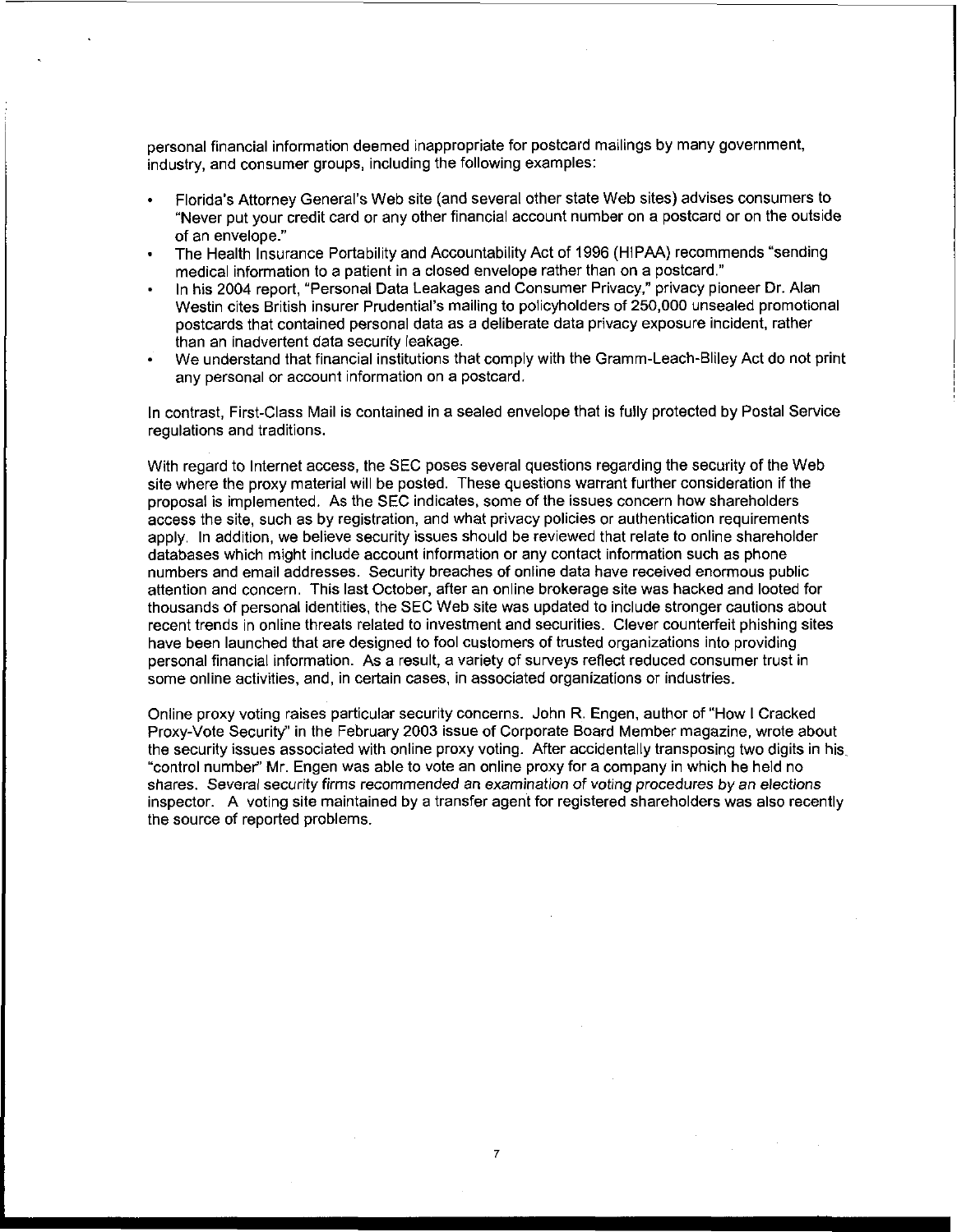personal financial information deemed inappropriate for postcard mailings by many government, industry, and consumer groups, including the following examples:

- Florida's Attorney General's Web site (and several other state Web sites) advises consumers to "Never put your credit card or any other financial account number on a postcard or on the outside of an envelope."
- The Health Insurance Portability and Accountability Act of 1996 (HIPAA) recommends "sending medical information to a patient in a closed envelope rather than on a postcard."
- In his 2004 report, "Personal Data Leakages and Consumer Privacy," privacy pioneer Dr. Alan Westin cites British insurer Prudential's mailing to policyholders of 250,000 unsealed promotional postcards that contained personal data as a deliberate data privacy exposure incident, rather than an inadvertent data security leakage.
- We understand that financial institutions that comply with the Gramm-Leach-Bliley Act do not print any personal or account information on a postcard.

In contrast, First-Class Mail is contained in a sealed envelope that is fully protected by Postal Service regulations and traditions.

With regard to Internet access, the SEC poses several questions regarding the security of the Web site where the proxy material will be posted. These questions warrant further consideration if the proposal is implemented. As the SEC indicates, some of the issues concern how shareholders access the site, such as by registration, and what privacy policies or authentication requirements apply. In addition, we believe security issues should be reviewed that relate to online shareholder databases which might include account information or any contact information such as phone numbers and email addresses. Security breaches of online data have received enormous public attention and concern. This last October, after an online brokerage site was hacked and looted for thousands of personal identities, the SEC Web site was updated to include stronger cautions about recent trends in online threats related to investment and securities. Clever counterfeit phishing sites have been launched that are designed to fool customers of trusted organizations into providing personal financial information. As a result, a variety of surveys reflect reduced consumer trust in some online activities, and, in certain cases, in associated organizations or industries.

Online proxy voting raises particular security concerns. John R. Engen, author of "How I Cracked Proxy-Vote Security" in the February 2003 issue of Corporate Board Member magazine, wrote about the security issues associated with online proxy voting. After accidentally transposing two digits in his "control number" Mr. Engen was able to vote an online proxy for a company in which he held no shares. *Several security firms recommended an examination of voting procedures by an elections inspector.* A voting site maintained by a transfer agent for registered shareholders was also recently the source of reported problems.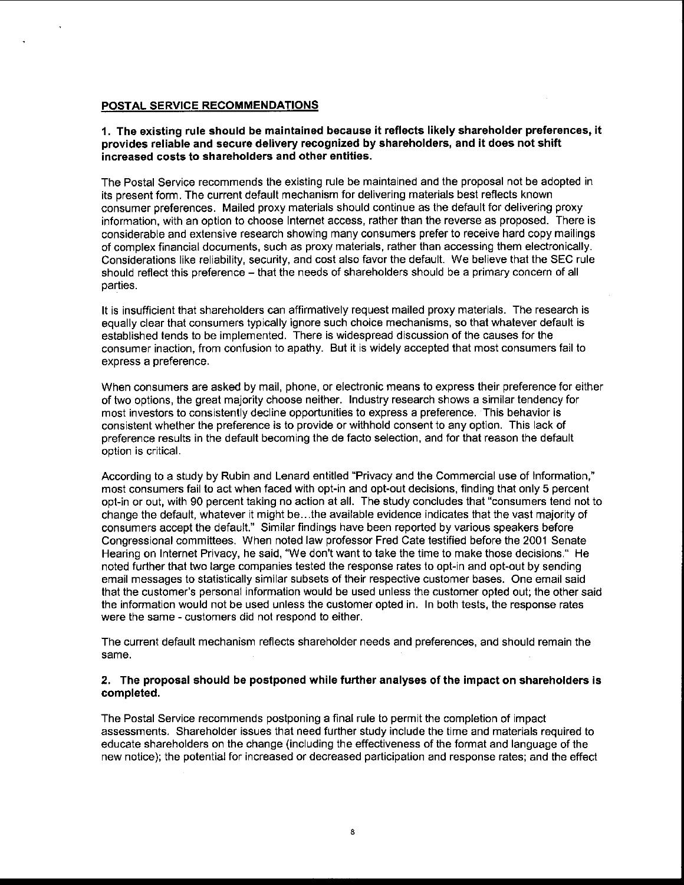## POSTAL SERVICE RECOMMENDATIONS

### 1. The existing rule should be maintained because it reflects likely shareholder preferences, it provides reliable and secure delivery recognized by shareholders, and it does not shift increased costs to shareholders and other entities.

The Postal Service recommends the existing rule be maintained and the proposal not be adopted in its present form. The current default mechanism for delivering materials best reflects known consumer preferences. Mailed proxy materials should continue as the default for delivering proxy information, with an option to choose Internet access, rather than the reverse as proposed. There is considerable and extensive research showing many consumers prefer to receive hard copy mailings of complex financial documents, such as proxy materials, rather than accessing them electronically. Considerations like reliability, security, and cost also favor the default. We believe that the SEC rule should reflect this preference – that the needs of shareholders should be a primary concern of all parties.

It is insufficient that shareholders can affirmatively request mailed proxy materials. The research is equally clear that consumers typically ignore such choice mechanisms, so that whatever default is established tends to be implemented. There is widespread discussion of the causes for the consumer inaction, from confusion to apathy. But it is widely accepted that most consumers fail to express a preference.

When consumers are asked by mail, phone, or electronic means to express their preference for either of two options, the great majority choose neither. Industry research shows a similar tendency for most investors to consistently decline opportunities to express a preference. This behavior is consistent whether the preference is to provide or withhold consent to any option. This lack of preference results in the default becoming the de facto selection, and for that reason the default option is critical.

According to a study by Rubin and Lenard entitled "Privacy and the Commercial use of Information," most consumers fail to act when faced with opt-in and opt-out decisions, finding that only 5 percent opt-in or out, with 90 percent taking no action at all. The study concludes that "consumers tend not to change the default, whatever it might be…the available evidence indicates that the vast majority of consumers accept the default." Similar findings have been reported by various speakers before Congressional committees. When noted law professor Fred Cate testified before the 2001 Senate Hearing on Internet Privacy, he said, "We don't want to take the time to make those decisions." He noted further that two large companies tested the response rates to opt-in and opt-out by sending email messages to statistically similar subsets of their respective customer bases. One email said that the customer's personal information would be used unless the customer opted out; the other said the information would not be used unless the customer opted in. In both tests, the response rates were the same - customers did not respond to either.

The current default mechanism reflects shareholder needs and preferences, and should remain the same.

### 2. The proposal should be postponed while further analyses of the impact on shareholders is completed.

The Postal Service recommends postponing a final rule to permit the completion of impact assessments. Shareholder issues that need further study include the time and materials required to educate shareholders on the change (including the effectiveness of the format and language of the new notice); the potential for increased or decreased participation and response rates; and the effect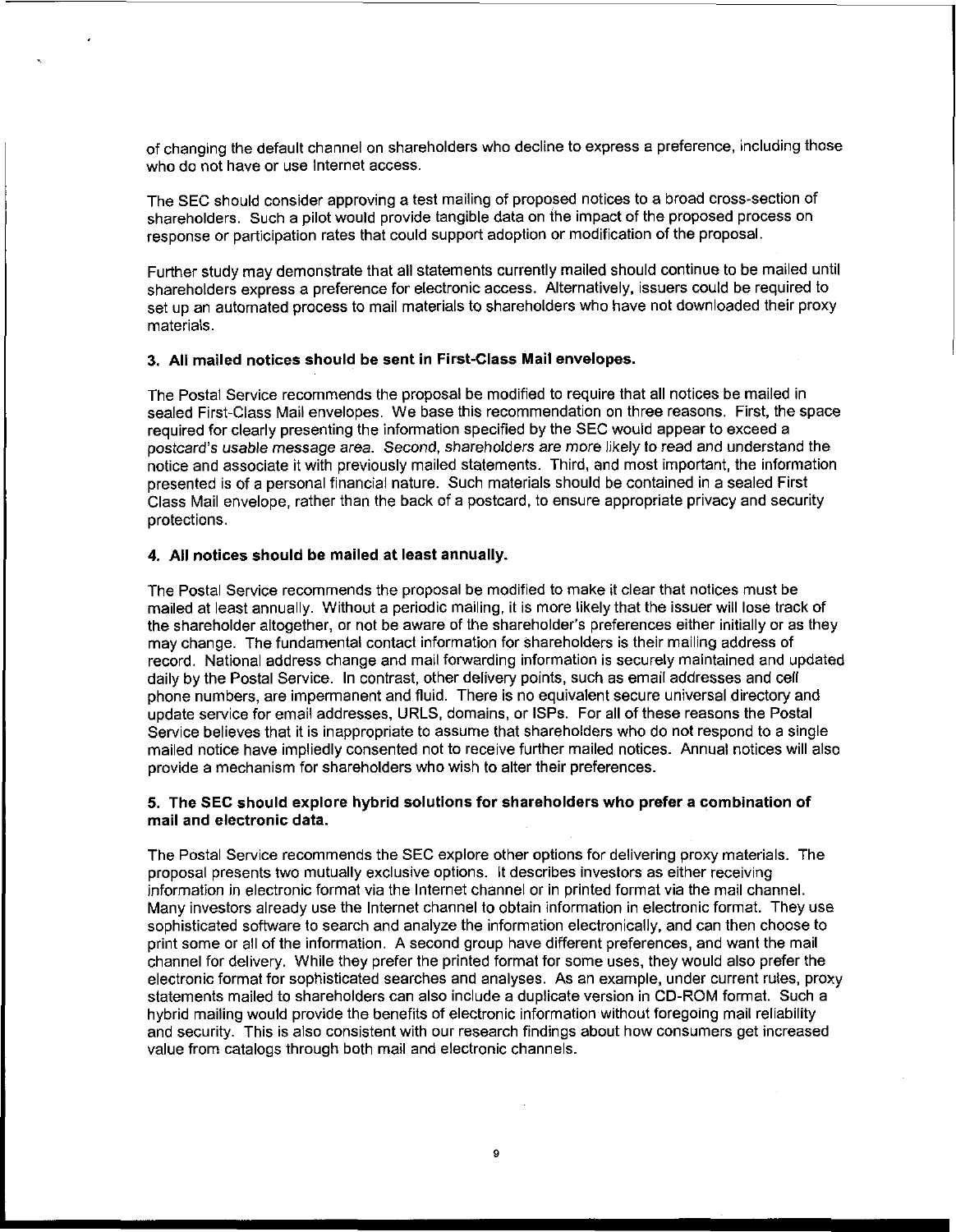of changing the default channel on shareholders who decline to express a preference, including those who do not have or use Internet access.

The SEC should consider approving a test mailing of proposed notices to a broad cross-section of shareholders. Such a pilot would provide tangible data on the impact of the proposed process on response or participation rates that could support adoption or modification of the proposal.

Further study may demonstrate that all statements currently mailed should continue to be mailed until shareholders express a preference for electronic access. Alternatively, issuers could be required to set up an automated process to mail materials to shareholders who have not downloaded their proxy materials.

**3. All mailed notices should be sent in First-Class Mail envelopes.**

The Postal Service recommends the proposal be modified to require that all notices be mailed in sealed First-Class Mail envelopes. We base this recommendation on three reasons. First, the space required for clearly presenting the information specified by the SEC would appear to exceed a postcard's usable message area. Second, shareholders are more likely to read and understand the notice and associate it with previously mailed statements. Third, and most important, the information presented is of a personal financial nature. Such materials should be contained in a sealed First Class Mail envelope, rather than the back of a postcard, to ensure appropriate privacy and security protections.

**4. All notices should be mailed at least annually.**

The Postal Service recommends the proposal be modified to make it clear that notices must be mailed at least annually. Without a periodic mailing, it is more likely that the issuer will lose track of the shareholder altogether, or not be aware of the shareholder's preferences either initially or as they may change. The fundamental contact information for shareholders is their mailing address of record. National address change and mail forwarding information is securely maintained and updated daily by the Postal Service. In contrast, other delivery points, such as email addresses and cell phone numbers, are impermanent and fluid. There is no equivalent secure universal directory and update service for email addresses, URLS, domains, or ISPs. For all of these reasons the Postal Service believes that it is inappropriate to assume that shareholders who do not respond to a single mailed notice have impliedly consented not to receive further mailed notices. Annual notices will also provide a mechanism for shareholders who wish to alter their preferences.

**5. The SEC should explore hybrid solutions for shareholders who prefer a combination of mail and electronic data.**

The Postal Service recommends the SEC explore other options for delivering proxy materials. The proposal presents two mutually exclusive options. It describes investors as either receiving information in electronic format via the Internet channel or in printed format via the mail channel. Many investors already use the Internet channel to obtain information in electronic format. They use sophisticated software to search and analyze the information electronically, and can then choose to print some or all of the information. A second group have different preferences, and want the mail channel for delivery. While they prefer the printed format for some uses, they would also prefer the electronic format for sophisticated searches and analyses. As an example, under current rules, proxy statements mailed to shareholders can also include a duplicate version in CD-ROM format. Such a hybrid mailing would provide the benefits of electronic information without foregoing mail reliability and security. This is also consistent with our research findings about how consumers get increased value from catalogs through both mail and electronic channels.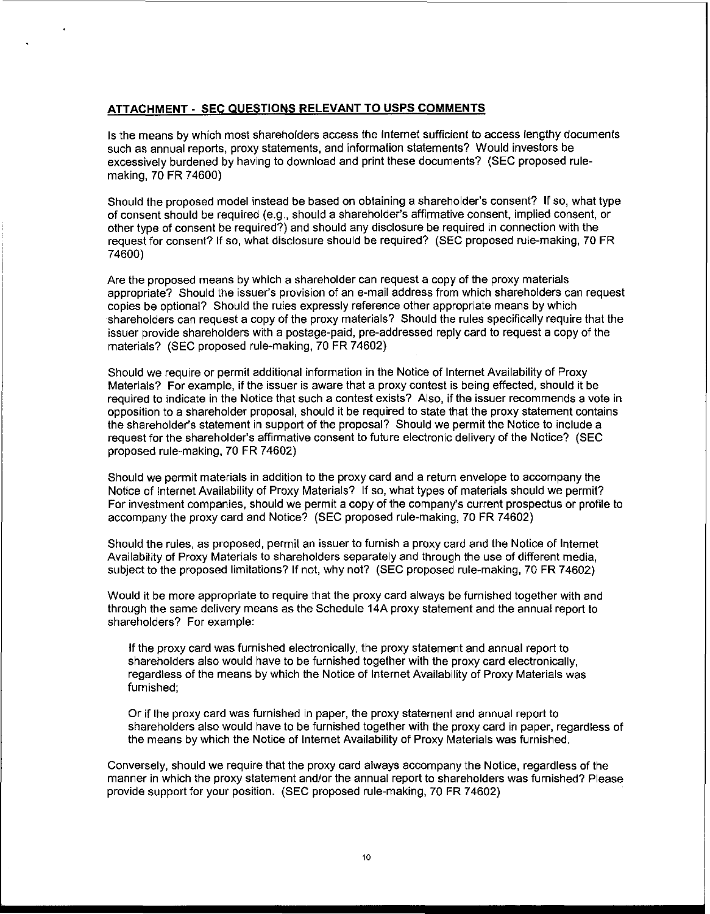## ATTACHMENT - SEC QUESTIONS RELEVANT TO USPS COMMENTS

Is the means by which most shareholders access the Internet sufficient to access lengthy documents such as annual reports, proxy statements, and information statements? Would investors be excessively burdened by having to download and print these documents? (SEC proposed rule-making, 70 FR 74600)

Should the proposed model instead be based on obtaining a shareholder's consent? If so, what type of consent should be required (e.g., should a shareholder's affirmative consent, implied consent, or other type of consent be required?) and should any disclosure be required in connection with the request for consent? If so, what disclosure should be required? (SEC proposed rule-making, 70 FR 74600)

Are the proposed means by which a shareholder can request a copy of the proxy materials appropriate? Should the issuer's provision of an e-mail address from which shareholders can request copies be optional? Should the rules expressly reference other appropriate means by which shareholders can request a copy of the proxy materials? Should the rules specifically require that the issuer provide shareholders with a postage-paid, pre-addressed reply card to request a copy of the materials? (SEC proposed rule-making, 70 FR 74602)

Should we require or permit additional information in the Notice of Internet Availability of Proxy Materials? For example, if the issuer is aware that a proxy contest is being effected, should it be required to indicate in the Notice that such a contest exists? Also, if the issuer recommends a vote in opposition to a shareholder proposal, should it be required to state that the proxy statement contains the shareholder's statement in support of the proposal? Should we permit the Notice to include a request for the shareholder's affirmative consent to future electronic delivery of the Notice? (SEC proposed rule-making, 70 FR 74602)

Should we permit materials in addition to the proxy card and a return envelope to accompany the Notice of Internet Availability of Proxy Materials? If so, what types of materials should we permit? For investment companies, should we permit a copy of the company's current prospectus or profile to accompany the proxy card and Notice? (SEC proposed rule-making, 70 FR 74602)

Should the rules, as proposed, permit an issuer to furnish a proxy card and the Notice of Internet Availability of Proxy Materials to shareholders separately and through the use of different media, subject to the proposed limitations? If not, why not? (SEC proposed rule-making, 70 FR 74602)

Would it be more appropriate to require that the proxy card always be furnished together with and through the same delivery means as the Schedule 14A proxy statement and the annual report to shareholders? For example:

> If the proxy card was furnished electronically, the proxy statement and annual report to shareholders also would have to be furnished together with the proxy card electronically, regardless of the means by which the Notice of Internet Availability of Proxy Materials was furnished;
>
> Or if the proxy card was furnished in paper, the proxy statement and annual report to shareholders also would have to be furnished together with the proxy card in paper, regardless of the means by which the Notice of Internet Availability of Proxy Materials was furnished.

Conversely, should we require that the proxy card always accompany the Notice, regardless of the manner in which the proxy statement and/or the annual report to shareholders was furnished? Please provide support for your position. (SEC proposed rule-making, 70 FR 74602)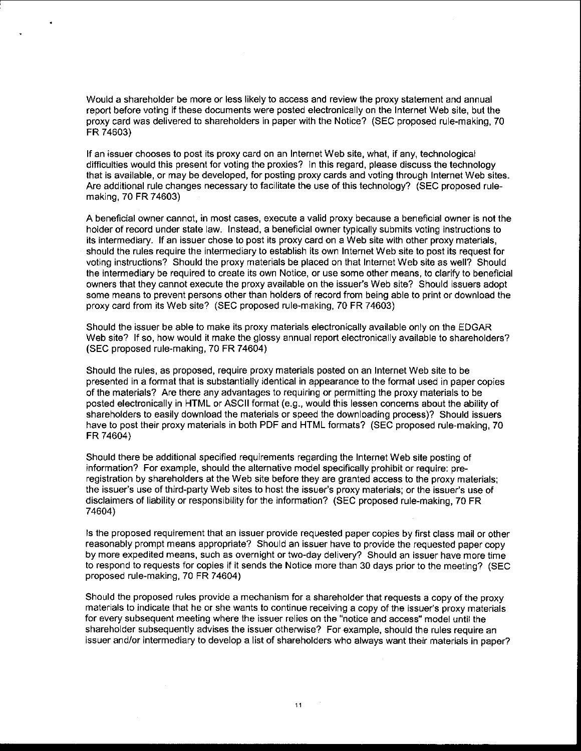Would a shareholder be more or less likely to access and review the proxy statement and annual report before voting if these documents were posted electronically on the Internet Web site, but the proxy card was delivered to shareholders in paper with the Notice? (SEC proposed rule-making, 70 FR 74603)

If an issuer chooses to post its proxy card on an Internet Web site, what, if any, technological difficulties would this present for voting the proxies? In this regard, please discuss the technology that is available, or may be developed, for posting proxy cards and voting through Internet Web sites. Are additional rule changes necessary to facilitate the use of this technology? (SEC proposed rule-making, 70 FR 74603)

A beneficial owner cannot, in most cases, execute a valid proxy because a beneficial owner is not the holder of record under state law. Instead, a beneficial owner typically submits voting instructions to its intermediary. If an issuer chose to post its proxy card on a Web site with other proxy materials, should the rules require the intermediary to establish its own Internet Web site to post its request for voting instructions? Should the proxy materials be placed on that Internet Web site as well? Should the intermediary be required to create its own Notice, or use some other means, to clarify to beneficial owners that they cannot execute the proxy available on the issuer's Web site? Should issuers adopt some means to prevent persons other than holders of record from being able to print or download the proxy card from its Web site? (SEC proposed rule-making, 70 FR 74603)

Should the issuer be able to make its proxy materials electronically available only on the EDGAR Web site? If so, how would it make the glossy annual report electronically available to shareholders? (SEC proposed rule-making, 70 FR 74604)

Should the rules, as proposed, require proxy materials posted on an Internet Web site to be presented in a format that is substantially identical in appearance to the format used in paper copies of the materials? Are there any advantages to requiring or permitting the proxy materials to be posted electronically in HTML or ASCII format (e.g., would this lessen concerns about the ability of shareholders to easily download the materials or speed the downloading process)? Should issuers have to post their proxy materials in both PDF and HTML formats? (SEC proposed rule-making, 70 FR 74604)

Should there be additional specified requirements regarding the Internet Web site posting of information? For example, should the alternative model specifically prohibit or require: pre-registration by shareholders at the Web site before they are granted access to the proxy materials; the issuer's use of third-party Web sites to host the issuer's proxy materials; or the issuer's use of disclaimers of liability or responsibility for the information? (SEC proposed rule-making, 70 FR 74604)

Is the proposed requirement that an issuer provide requested paper copies by first class mail or other reasonably prompt means appropriate? Should an issuer have to provide the requested paper copy by more expedited means, such as overnight or two-day delivery? Should an issuer have more time to respond to requests for copies if it sends the Notice more than 30 days prior to the meeting? (SEC proposed rule-making, 70 FR 74604)

Should the proposed rules provide a mechanism for a shareholder that requests a copy of the proxy materials to indicate that he or she wants to continue receiving a copy of the issuer's proxy materials for every subsequent meeting where the issuer relies on the "notice and access" model until the shareholder subsequently advises the issuer otherwise? For example, should the rules require an issuer and/or intermediary to develop a list of shareholders who always want their materials in paper?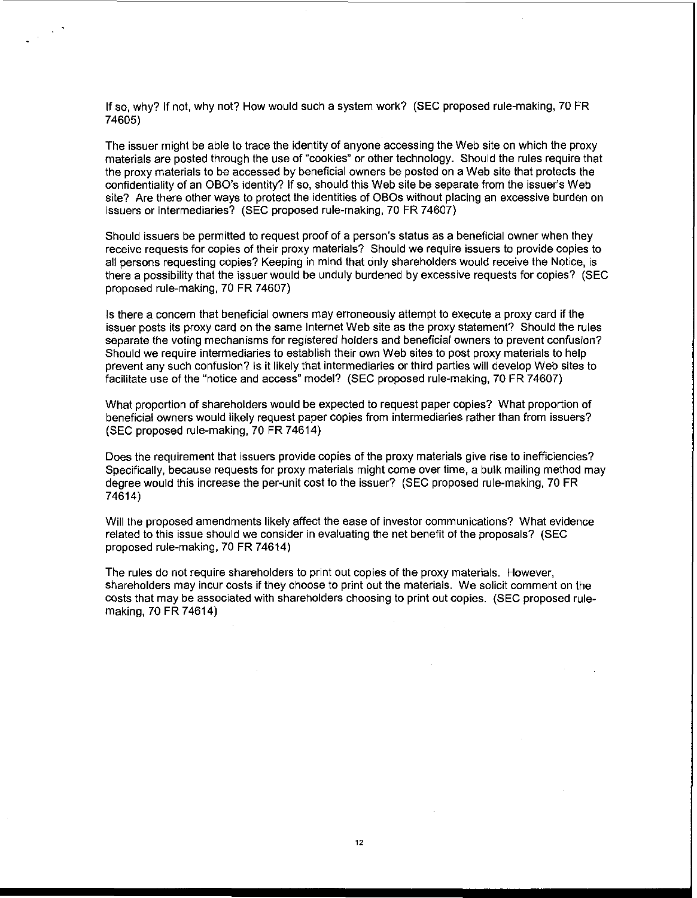If so, why? If not, why not? How would such a system work? (SEC proposed rule-making, 70 FR 74605)

The issuer might be able to trace the identity of anyone accessing the Web site on which the proxy materials are posted through the use of "cookies" or other technology. Should the rules require that the proxy materials to be accessed by beneficial owners be posted on a Web site that protects the confidentiality of an OBO's identity? If so, should this Web site be separate from the issuer's Web site? Are there other ways to protect the identities of OBOs without placing an excessive burden on issuers or intermediaries? (SEC proposed rule-making, 70 FR 74607)

Should issuers be permitted to request proof of a person's status as a beneficial owner when they receive requests for copies of their proxy materials? Should we require issuers to provide copies to all persons requesting copies? Keeping in mind that only shareholders would receive the Notice, is there a possibility that the issuer would be unduly burdened by excessive requests for copies? (SEC proposed rule-making, 70 FR 74607)

Is there a concern that beneficial owners may erroneously attempt to execute a proxy card if the issuer posts its proxy card on the same Internet Web site as the proxy statement? Should the rules separate the voting mechanisms for registered holders and beneficial owners to prevent confusion? Should we require intermediaries to establish their own Web sites to post proxy materials to help prevent any such confusion? Is it likely that intermediaries or third parties will develop Web sites to facilitate use of the "notice and access" model? (SEC proposed rule-making, 70 FR 74607)

What proportion of shareholders would be expected to request paper copies? What proportion of beneficial owners would likely request paper copies from intermediaries rather than from issuers? (SEC proposed rule-making, 70 FR 74614)

Does the requirement that issuers provide copies of the proxy materials give rise to inefficiencies? Specifically, because requests for proxy materials might come over time, a bulk mailing method may degree would this increase the per-unit cost to the issuer? (SEC proposed rule-making, 70 FR 74614)

Will the proposed amendments likely affect the ease of investor communications? What evidence related to this issue should we consider in evaluating the net benefit of the proposals? (SEC proposed rule-making, 70 FR 74614)

The rules do not require shareholders to print out copies of the proxy materials. However, shareholders may incur costs if they choose to print out the materials. We solicit comment on the costs that may be associated with shareholders choosing to print out copies. (SEC proposed rule-making, 70 FR 74614)